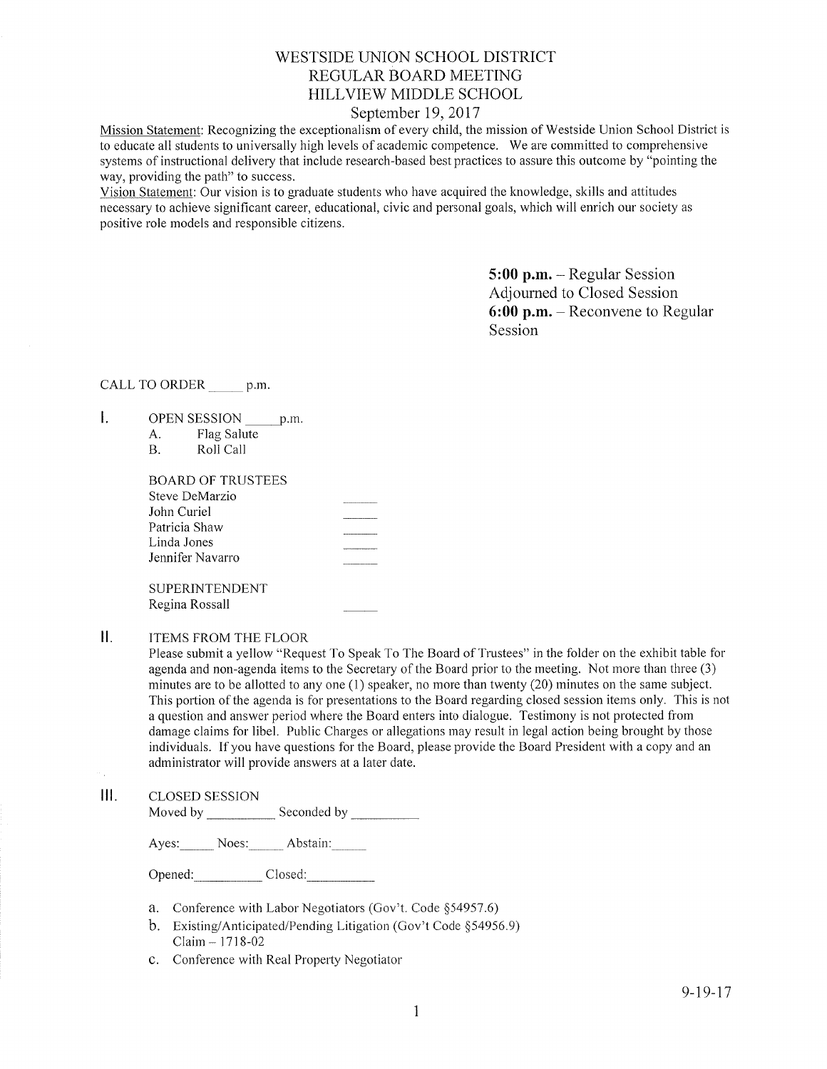# WESTSIDE UNION SCHOOL DISTRICT
# REGULAR BOARD MEETING
# HILLVIEW MIDDLE SCHOOL

September 19, 2017

Mission Statement: Recognizing the exceptionalism of every child, the mission of Westside Union School District is to educate all students to universally high levels of academic competence. We are committed to comprehensive systems of instructional delivery that include research-based best practices to assure this outcome by "pointing the way, providing the path" to success.

Vision Statement: Our vision is to graduate students who have acquired the knowledge, skills and attitudes necessary to achieve significant career, educational, civic and personal goals, which will enrich our society as positive role models and responsible citizens.

**5:00 p.m.** – Regular Session Adjourned to Closed Session
**6:00 p.m.** – Reconvene to Regular Session

CALL TO ORDER _____ p.m.

I. OPEN SESSION _____ p.m.
   A. Flag Salute
   B. Roll Call

   BOARD OF TRUSTEES

   | | |
   |---|---|
   | Steve DeMarzio | _____ |
   | John Curiel | _____ |
   | Patricia Shaw | _____ |
   | Linda Jones | _____ |
   | Jennifer Navarro | _____ |

   SUPERINTENDENT

   | | |
   |---|---|
   | Regina Rossall | _____ |

II. ITEMS FROM THE FLOOR

Please submit a yellow "Request To Speak To The Board of Trustees" in the folder on the exhibit table for agenda and non-agenda items to the Secretary of the Board prior to the meeting. Not more than three (3) minutes are to be allotted to any one (1) speaker, no more than twenty (20) minutes on the same subject. This portion of the agenda is for presentations to the Board regarding closed session items only. This is not a question and answer period where the Board enters into dialogue. Testimony is not protected from damage claims for libel. Public Charges or allegations may result in legal action being brought by those individuals. If you have questions for the Board, please provide the Board President with a copy and an administrator will provide answers at a later date.

III. CLOSED SESSION

Moved by __________ Seconded by __________

Ayes:_____ Noes:_____ Abstain:_____

Opened:__________ Closed:__________

a. Conference with Labor Negotiators (Gov't. Code §54957.6)
b. Existing/Anticipated/Pending Litigation (Gov't Code §54956.9) Claim – 1718-02
c. Conference with Real Property Negotiator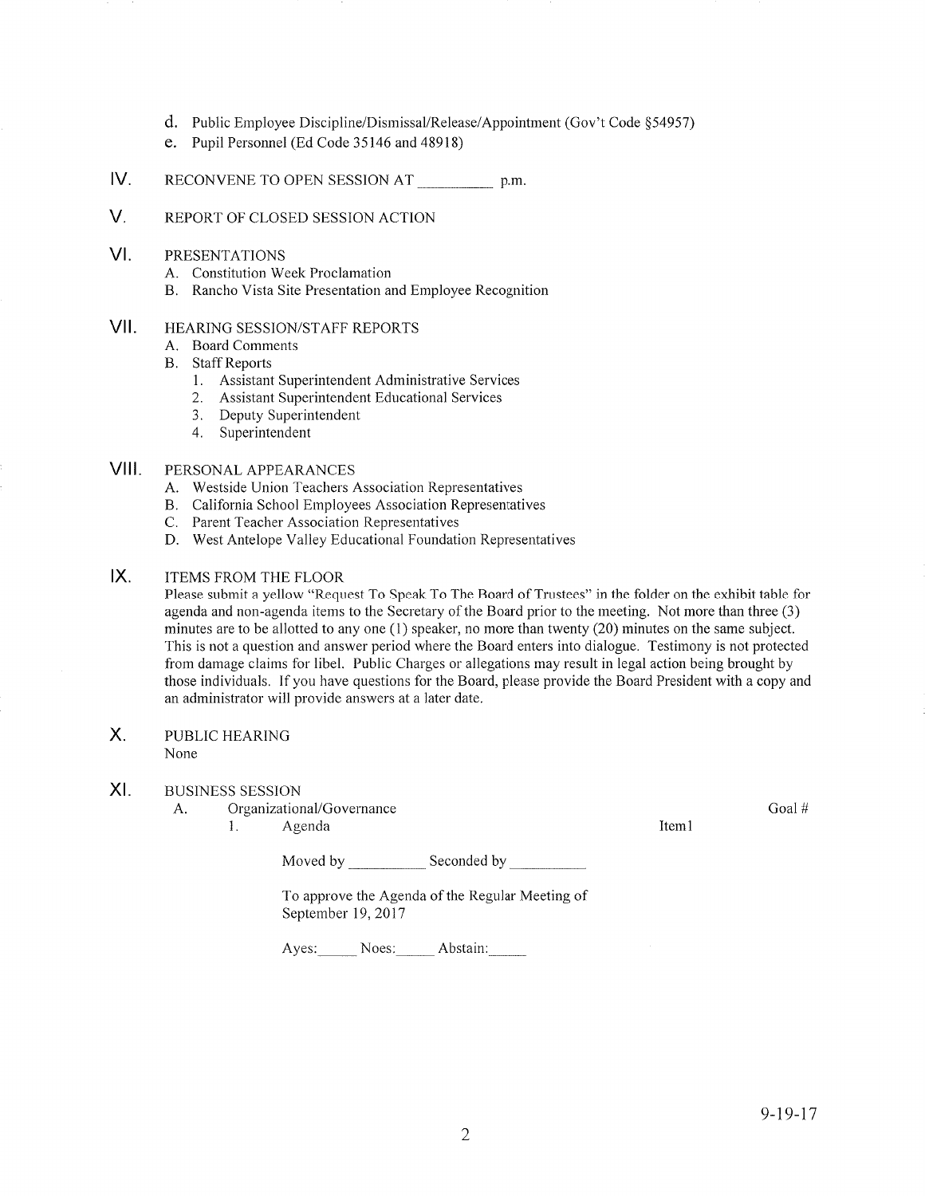d. Public Employee Discipline/Dismissal/Release/Appointment (Gov't Code §54957)

e. Pupil Personnel (Ed Code 35146 and 48918)

## IV. RECONVENE TO OPEN SESSION AT __________ p.m.

## V. REPORT OF CLOSED SESSION ACTION

## VI. PRESENTATIONS

A. Constitution Week Proclamation

B. Rancho Vista Site Presentation and Employee Recognition

## VII. HEARING SESSION/STAFF REPORTS

A. Board Comments

B. Staff Reports

1. Assistant Superintendent Administrative Services
2. Assistant Superintendent Educational Services
3. Deputy Superintendent
4. Superintendent

## VIII. PERSONAL APPEARANCES

A. Westside Union Teachers Association Representatives

B. California School Employees Association Representatives

C. Parent Teacher Association Representatives

D. West Antelope Valley Educational Foundation Representatives

## IX. ITEMS FROM THE FLOOR

Please submit a yellow "Request To Speak To The Board of Trustees" in the folder on the exhibit table for agenda and non-agenda items to the Secretary of the Board prior to the meeting. Not more than three (3) minutes are to be allotted to any one (1) speaker, no more than twenty (20) minutes on the same subject. This is not a question and answer period where the Board enters into dialogue. Testimony is not protected from damage claims for libel. Public Charges or allegations may result in legal action being brought by those individuals. If you have questions for the Board, please provide the Board President with a copy and an administrator will provide answers at a later date.

## X. PUBLIC HEARING

None

## XI. BUSINESS SESSION

A. Organizational/Governance — Goal #

1. Agenda — Item1

Moved by __________ Seconded by __________

To approve the Agenda of the Regular Meeting of September 19, 2017

Ayes:_____ Noes:_____ Abstain:_____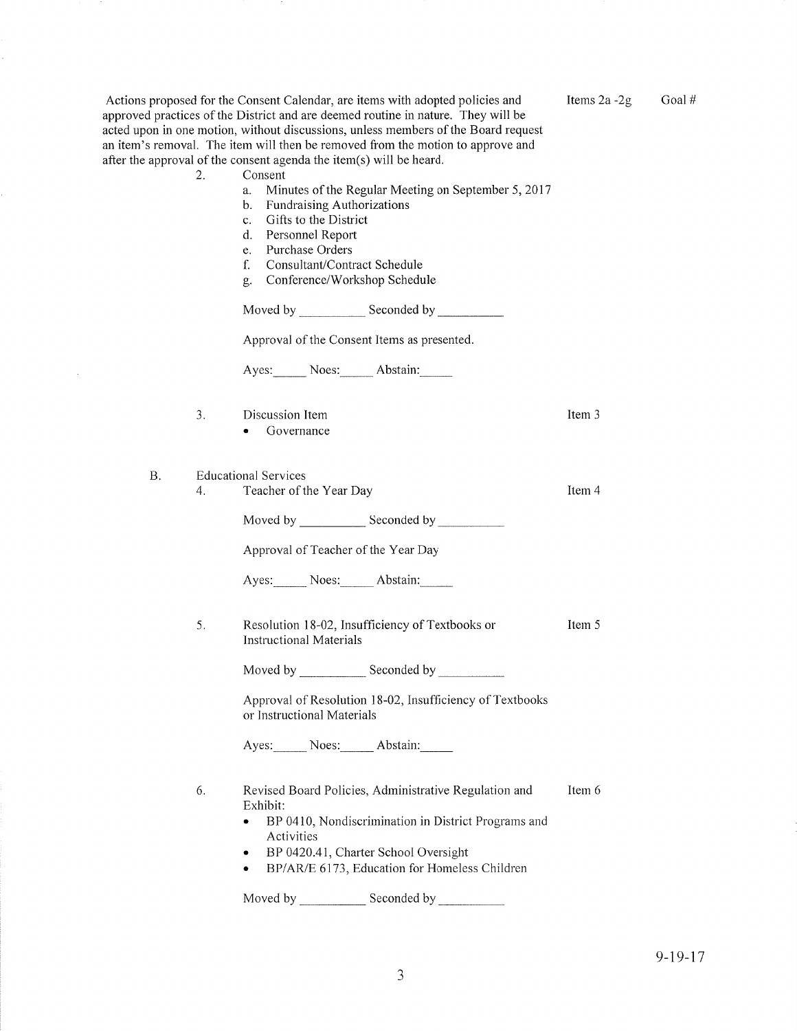Actions proposed for the Consent Calendar, are items with adopted policies and approved practices of the District and are deemed routine in nature. They will be acted upon in one motion, without discussions, unless members of the Board request an item's removal. The item will then be removed from the motion to approve and after the approval of the consent agenda the item(s) will be heard.

Items 2a -2g Goal #

2. Consent
   a. Minutes of the Regular Meeting on September 5, 2017
   b. Fundraising Authorizations
   c. Gifts to the District
   d. Personnel Report
   e. Purchase Orders
   f. Consultant/Contract Schedule
   g. Conference/Workshop Schedule

   Moved by __________ Seconded by __________

   Approval of the Consent Items as presented.

   Ayes:_____ Noes:_____ Abstain:_____

3. Discussion Item — Item 3
   - Governance

B. Educational Services

4. Teacher of the Year Day — Item 4

   Moved by __________ Seconded by __________

   Approval of Teacher of the Year Day

   Ayes:_____ Noes:_____ Abstain:_____

5. Resolution 18-02, Insufficiency of Textbooks or Instructional Materials — Item 5

   Moved by __________ Seconded by __________

   Approval of Resolution 18-02, Insufficiency of Textbooks or Instructional Materials

   Ayes:_____ Noes:_____ Abstain:_____

6. Revised Board Policies, Administrative Regulation and Exhibit: — Item 6
   - BP 0410, Nondiscrimination in District Programs and Activities
   - BP 0420.41, Charter School Oversight
   - BP/AR/E 6173, Education for Homeless Children

   Moved by __________ Seconded by __________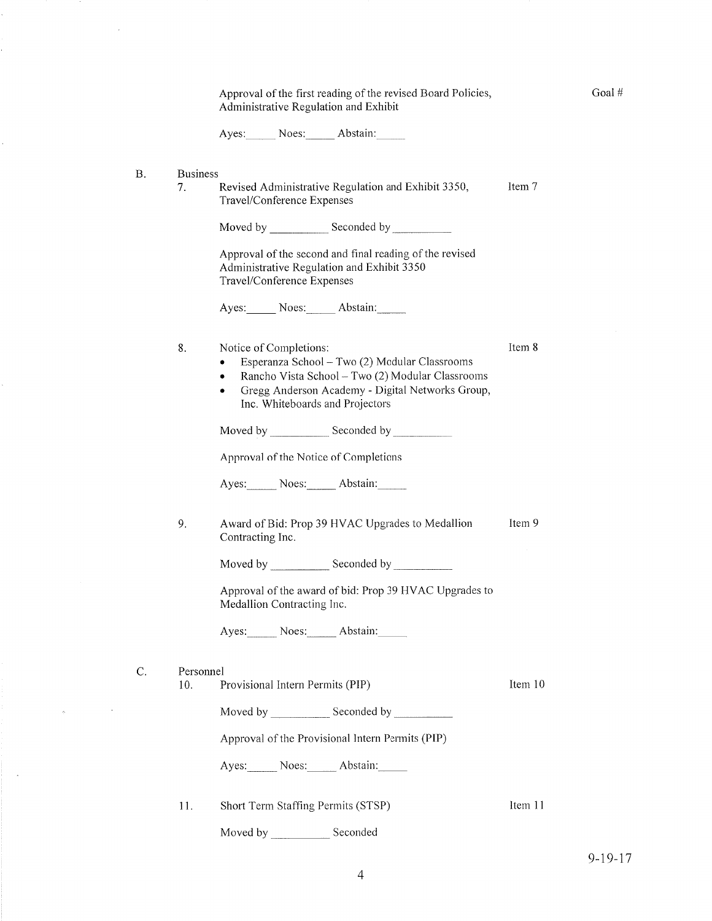Approval of the first reading of the revised Board Policies, Administrative Regulation and Exhibit

Goal #

Ayes:_____ Noes:_____ Abstain:_____

B. Business

7. Revised Administrative Regulation and Exhibit 3350, Travel/Conference Expenses — Item 7

Moved by __________ Seconded by __________

Approval of the second and final reading of the revised Administrative Regulation and Exhibit 3350 Travel/Conference Expenses

Ayes:_____ Noes:_____ Abstain:_____

8. Notice of Completions: — Item 8

- Esperanza School – Two (2) Modular Classrooms
- Rancho Vista School – Two (2) Modular Classrooms
- Gregg Anderson Academy - Digital Networks Group, Inc. Whiteboards and Projectors

Moved by __________ Seconded by __________

Approval of the Notice of Completions

Ayes:_____ Noes:_____ Abstain:_____

9. Award of Bid: Prop 39 HVAC Upgrades to Medallion Contracting Inc. — Item 9

Moved by __________ Seconded by __________

Approval of the award of bid: Prop 39 HVAC Upgrades to Medallion Contracting Inc.

Ayes:_____ Noes:_____ Abstain:_____

C. Personnel

10. Provisional Intern Permits (PIP) — Item 10

Moved by __________ Seconded by __________

Approval of the Provisional Intern Permits (PIP)

Ayes:_____ Noes:_____ Abstain:_____

11. Short Term Staffing Permits (STSP) — Item 11

Moved by __________ Seconded

9-19-17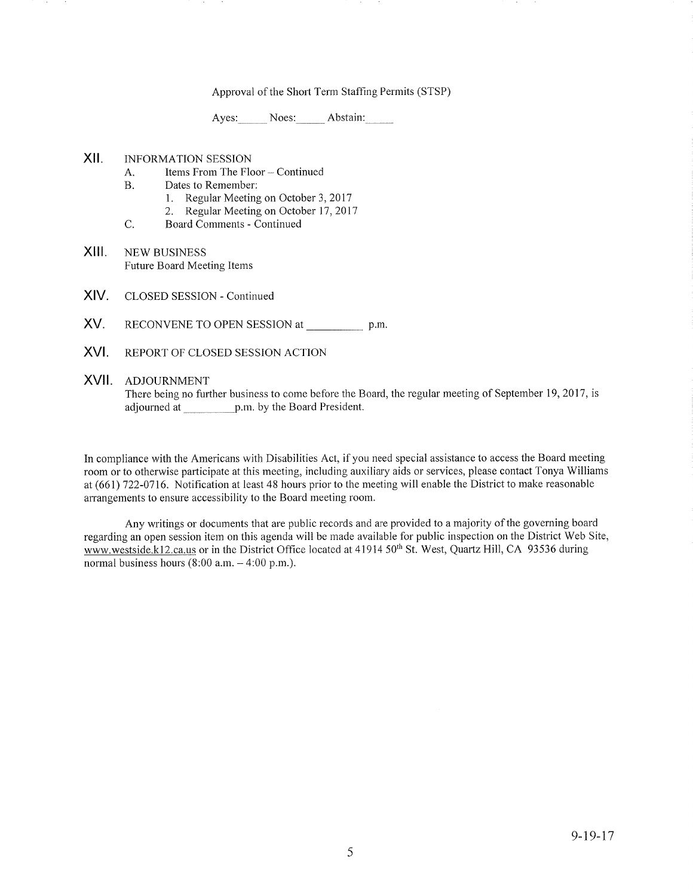Approval of the Short Term Staffing Permits (STSP)

Ayes:\_\_\_\_\_ Noes:\_\_\_\_\_ Abstain:\_\_\_\_\_

XII. INFORMATION SESSION

A. Items From The Floor – Continued

B. Dates to Remember:

1. Regular Meeting on October 3, 2017
2. Regular Meeting on October 17, 2017

C. Board Comments - Continued

XIII. NEW BUSINESS

Future Board Meeting Items

XIV. CLOSED SESSION - Continued

XV. RECONVENE TO OPEN SESSION at \_\_\_\_\_\_\_\_\_\_ p.m.

XVI. REPORT OF CLOSED SESSION ACTION

XVII. ADJOURNMENT

There being no further business to come before the Board, the regular meeting of September 19, 2017, is adjourned at \_\_\_\_\_\_\_\_\_\_p.m. by the Board President.

In compliance with the Americans with Disabilities Act, if you need special assistance to access the Board meeting room or to otherwise participate at this meeting, including auxiliary aids or services, please contact Tonya Williams at (661) 722-0716. Notification at least 48 hours prior to the meeting will enable the District to make reasonable arrangements to ensure accessibility to the Board meeting room.

Any writings or documents that are public records and are provided to a majority of the governing board regarding an open session item on this agenda will be made available for public inspection on the District Web Site, www.westside.k12.ca.us or in the District Office located at 41914 50th St. West, Quartz Hill, CA 93536 during normal business hours (8:00 a.m. – 4:00 p.m.).

9-19-17